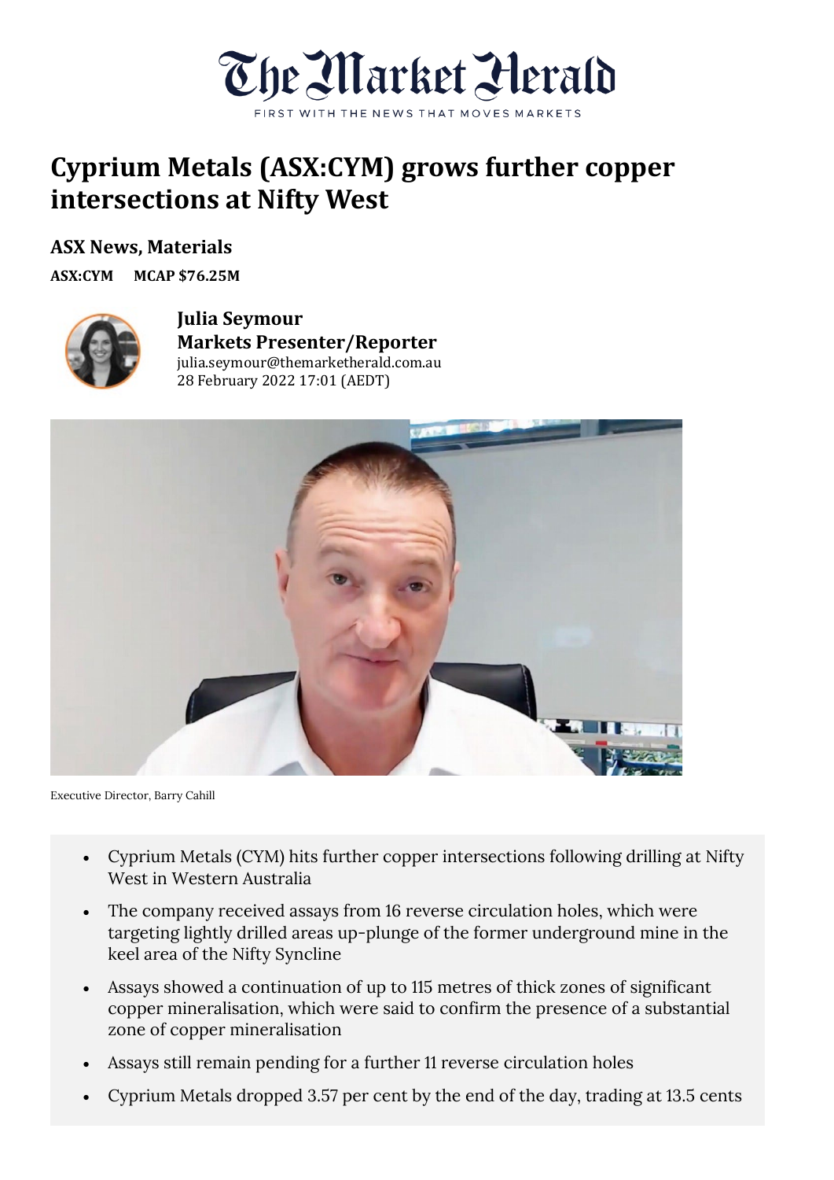The Market Herald

FIRST WITH THE NEWS THAT MOVES MARKETS

# Cyprium Metals (ASX:CYM) grows further copper intersections at Nifty West

### ASX News, Materials

**ASX:CYM** **MCAP $76.25M**

**Julia Seymour**
**Markets Presenter/Reporter**
julia.seymour@themarketherald.com.au
28 February 2022 17:01 (AEDT)

Executive Director, Barry Cahill

- Cyprium Metals (CYM) hits further copper intersections following drilling at Nifty West in Western Australia
- The company received assays from 16 reverse circulation holes, which were targeting lightly drilled areas up-plunge of the former underground mine in the keel area of the Nifty Syncline
- Assays showed a continuation of up to 115 metres of thick zones of significant copper mineralisation, which were said to confirm the presence of a substantial zone of copper mineralisation
- Assays still remain pending for a further 11 reverse circulation holes
- Cyprium Metals dropped 3.57 per cent by the end of the day, trading at 13.5 cents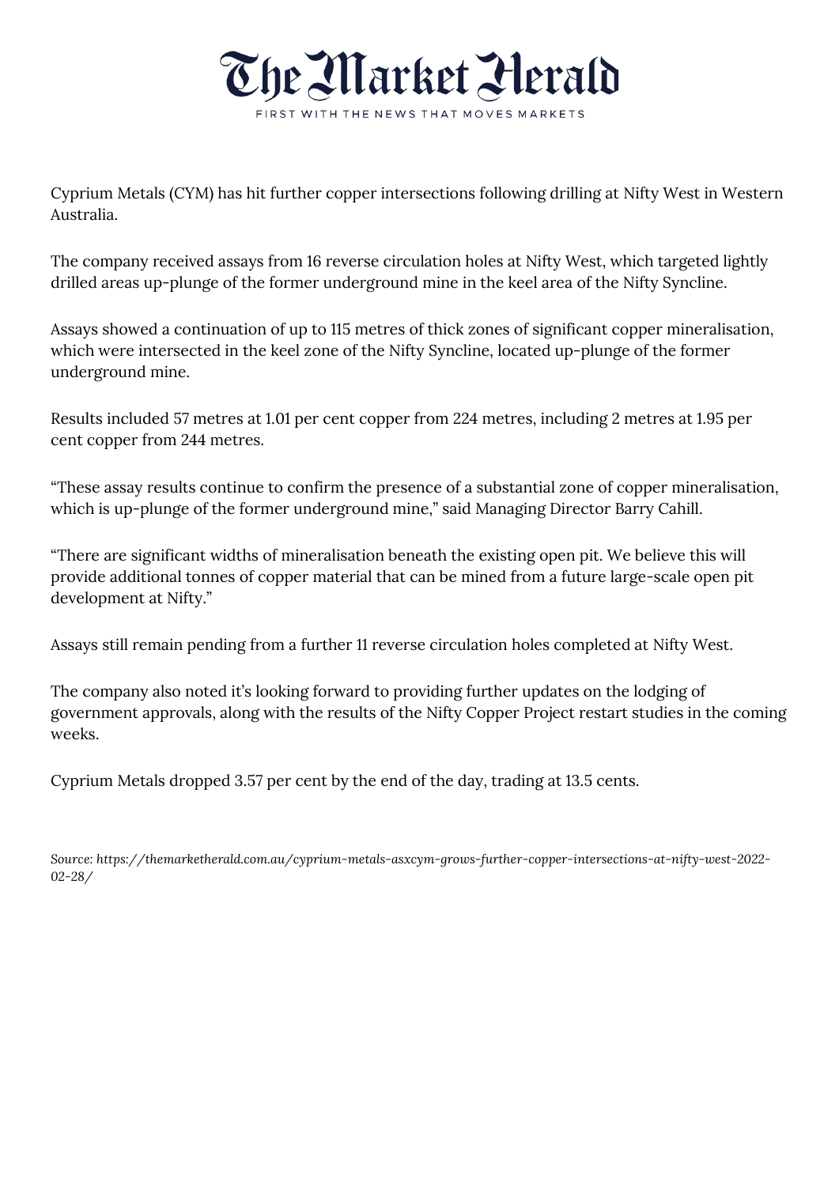Cyprium Metals (CYM) has hit further copper intersections following drilling at Nifty West in Western Australia.

The company received assays from 16 reverse circulation holes at Nifty West, which targeted lightly drilled areas up-plunge of the former underground mine in the keel area of the Nifty Syncline.

Assays showed a continuation of up to 115 metres of thick zones of significant copper mineralisation, which were intersected in the keel zone of the Nifty Syncline, located up-plunge of the former underground mine.

Results included 57 metres at 1.01 per cent copper from 224 metres, including 2 metres at 1.95 per cent copper from 244 metres.

"These assay results continue to confirm the presence of a substantial zone of copper mineralisation, which is up-plunge of the former underground mine," said Managing Director Barry Cahill.

"There are significant widths of mineralisation beneath the existing open pit. We believe this will provide additional tonnes of copper material that can be mined from a future large-scale open pit development at Nifty."

Assays still remain pending from a further 11 reverse circulation holes completed at Nifty West.

The company also noted it's looking forward to providing further updates on the lodging of government approvals, along with the results of the Nifty Copper Project restart studies in the coming weeks.

Cyprium Metals dropped 3.57 per cent by the end of the day, trading at 13.5 cents.

*Source: https://themarketherald.com.au/cyprium-metals-asxcym-grows-further-copper-intersections-at-nifty-west-2022-02-28/*